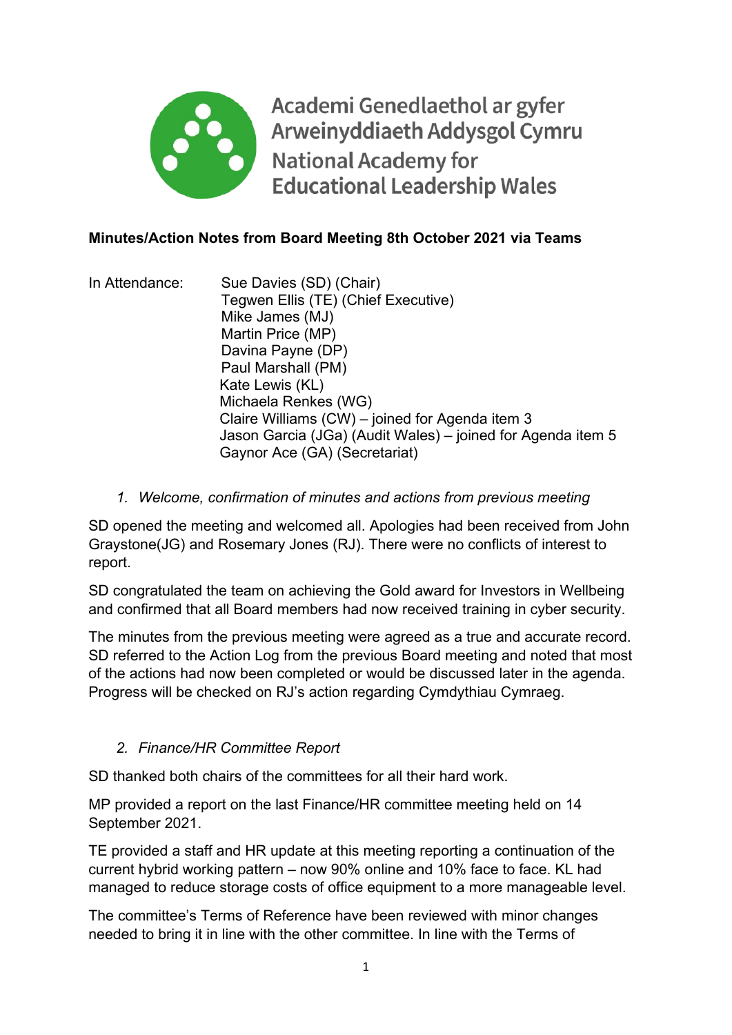Academi Genedlaethol ar gyfer Arweinyddiaeth Addysgol Cymru
National Academy for Educational Leadership Wales

**Minutes/Action Notes from Board Meeting 8th October 2021 via Teams**

In Attendance:
- Sue Davies (SD) (Chair)
- Tegwen Ellis (TE) (Chief Executive)
- Mike James (MJ)
- Martin Price (MP)
- Davina Payne (DP)
- Paul Marshall (PM)
- Kate Lewis (KL)
- Michaela Renkes (WG)
- Claire Williams (CW) – joined for Agenda item 3
- Jason Garcia (JGa) (Audit Wales) – joined for Agenda item 5
- Gaynor Ace (GA) (Secretariat)

1. *Welcome, confirmation of minutes and actions from previous meeting*

SD opened the meeting and welcomed all. Apologies had been received from John Graystone(JG) and Rosemary Jones (RJ). There were no conflicts of interest to report.

SD congratulated the team on achieving the Gold award for Investors in Wellbeing and confirmed that all Board members had now received training in cyber security.

The minutes from the previous meeting were agreed as a true and accurate record. SD referred to the Action Log from the previous Board meeting and noted that most of the actions had now been completed or would be discussed later in the agenda. Progress will be checked on RJ's action regarding Cymdythiau Cymraeg.

2. *Finance/HR Committee Report*

SD thanked both chairs of the committees for all their hard work.

MP provided a report on the last Finance/HR committee meeting held on 14 September 2021.

TE provided a staff and HR update at this meeting reporting a continuation of the current hybrid working pattern – now 90% online and 10% face to face. KL had managed to reduce storage costs of office equipment to a more manageable level.

The committee's Terms of Reference have been reviewed with minor changes needed to bring it in line with the other committee. In line with the Terms of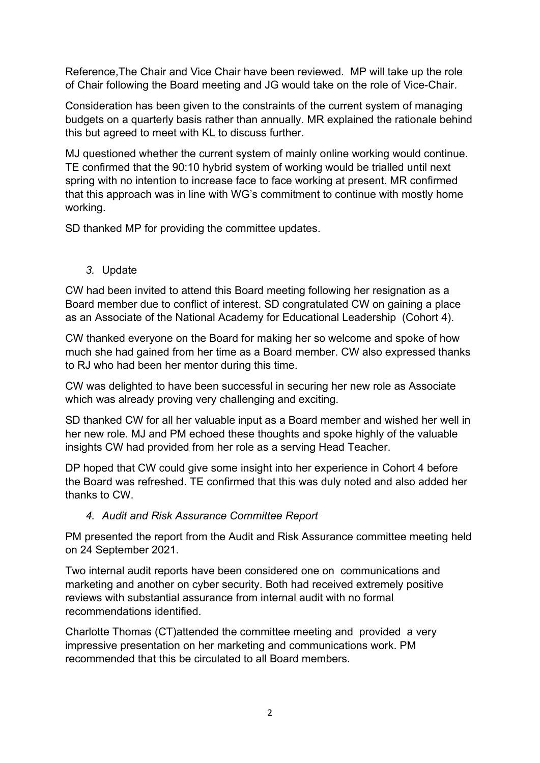Reference,The Chair and Vice Chair have been reviewed. MP will take up the role of Chair following the Board meeting and JG would take on the role of Vice-Chair.

Consideration has been given to the constraints of the current system of managing budgets on a quarterly basis rather than annually. MR explained the rationale behind this but agreed to meet with KL to discuss further.

MJ questioned whether the current system of mainly online working would continue. TE confirmed that the 90:10 hybrid system of working would be trialled until next spring with no intention to increase face to face working at present. MR confirmed that this approach was in line with WG's commitment to continue with mostly home working.

SD thanked MP for providing the committee updates.

3. Update

CW had been invited to attend this Board meeting following her resignation as a Board member due to conflict of interest. SD congratulated CW on gaining a place as an Associate of the National Academy for Educational Leadership (Cohort 4).

CW thanked everyone on the Board for making her so welcome and spoke of how much she had gained from her time as a Board member. CW also expressed thanks to RJ who had been her mentor during this time.

CW was delighted to have been successful in securing her new role as Associate which was already proving very challenging and exciting.

SD thanked CW for all her valuable input as a Board member and wished her well in her new role. MJ and PM echoed these thoughts and spoke highly of the valuable insights CW had provided from her role as a serving Head Teacher.

DP hoped that CW could give some insight into her experience in Cohort 4 before the Board was refreshed. TE confirmed that this was duly noted and also added her thanks to CW.

4. *Audit and Risk Assurance Committee Report*

PM presented the report from the Audit and Risk Assurance committee meeting held on 24 September 2021.

Two internal audit reports have been considered one on communications and marketing and another on cyber security. Both had received extremely positive reviews with substantial assurance from internal audit with no formal recommendations identified.

Charlotte Thomas (CT)attended the committee meeting and provided a very impressive presentation on her marketing and communications work. PM recommended that this be circulated to all Board members.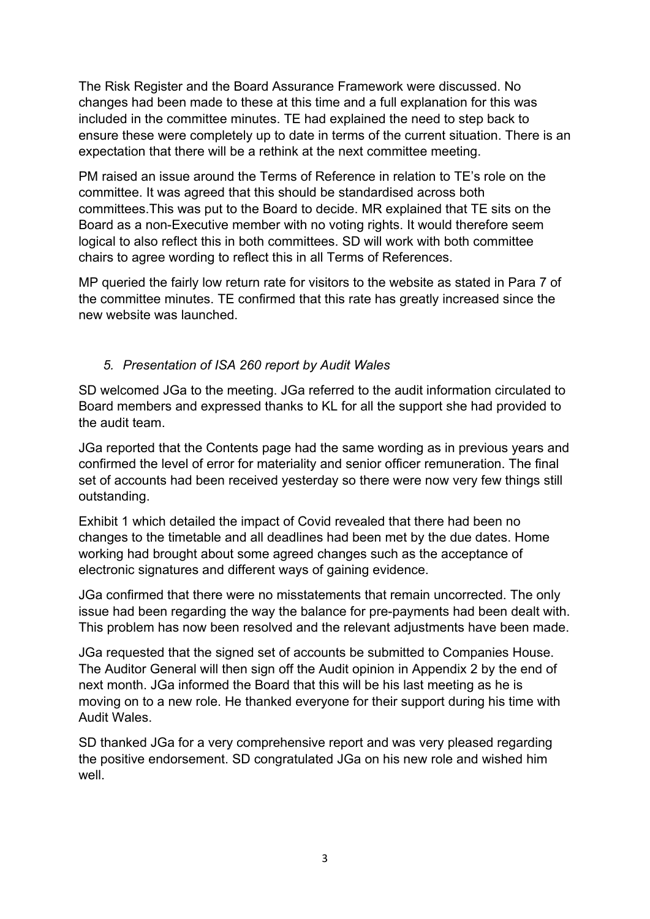The Risk Register and the Board Assurance Framework were discussed. No changes had been made to these at this time and a full explanation for this was included in the committee minutes. TE had explained the need to step back to ensure these were completely up to date in terms of the current situation. There is an expectation that there will be a rethink at the next committee meeting.

PM raised an issue around the Terms of Reference in relation to TE's role on the committee. It was agreed that this should be standardised across both committees.This was put to the Board to decide. MR explained that TE sits on the Board as a non-Executive member with no voting rights. It would therefore seem logical to also reflect this in both committees. SD will work with both committee chairs to agree wording to reflect this in all Terms of References.

MP queried the fairly low return rate for visitors to the website as stated in Para 7 of the committee minutes. TE confirmed that this rate has greatly increased since the new website was launched.

*5. Presentation of ISA 260 report by Audit Wales*

SD welcomed JGa to the meeting. JGa referred to the audit information circulated to Board members and expressed thanks to KL for all the support she had provided to the audit team.

JGa reported that the Contents page had the same wording as in previous years and confirmed the level of error for materiality and senior officer remuneration. The final set of accounts had been received yesterday so there were now very few things still outstanding.

Exhibit 1 which detailed the impact of Covid revealed that there had been no changes to the timetable and all deadlines had been met by the due dates. Home working had brought about some agreed changes such as the acceptance of electronic signatures and different ways of gaining evidence.

JGa confirmed that there were no misstatements that remain uncorrected. The only issue had been regarding the way the balance for pre-payments had been dealt with. This problem has now been resolved and the relevant adjustments have been made.

JGa requested that the signed set of accounts be submitted to Companies House. The Auditor General will then sign off the Audit opinion in Appendix 2 by the end of next month. JGa informed the Board that this will be his last meeting as he is moving on to a new role. He thanked everyone for their support during his time with Audit Wales.

SD thanked JGa for a very comprehensive report and was very pleased regarding the positive endorsement. SD congratulated JGa on his new role and wished him well.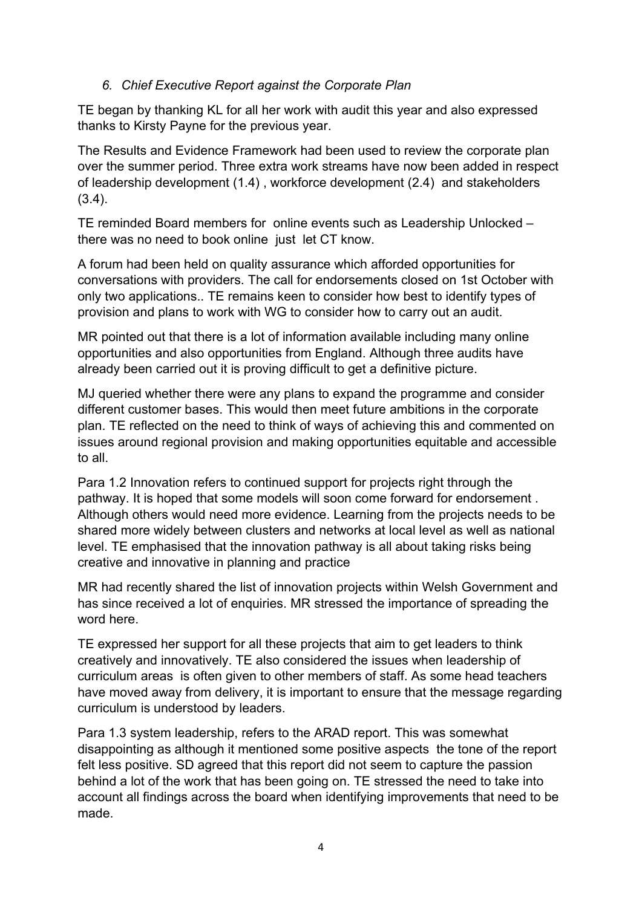### *6. Chief Executive Report against the Corporate Plan*

TE began by thanking KL for all her work with audit this year and also expressed thanks to Kirsty Payne for the previous year.

The Results and Evidence Framework had been used to review the corporate plan over the summer period. Three extra work streams have now been added in respect of leadership development (1.4) , workforce development (2.4) and stakeholders (3.4).

TE reminded Board members for online events such as Leadership Unlocked – there was no need to book online just let CT know.

A forum had been held on quality assurance which afforded opportunities for conversations with providers. The call for endorsements closed on 1st October with only two applications.. TE remains keen to consider how best to identify types of provision and plans to work with WG to consider how to carry out an audit.

MR pointed out that there is a lot of information available including many online opportunities and also opportunities from England. Although three audits have already been carried out it is proving difficult to get a definitive picture.

MJ queried whether there were any plans to expand the programme and consider different customer bases. This would then meet future ambitions in the corporate plan. TE reflected on the need to think of ways of achieving this and commented on issues around regional provision and making opportunities equitable and accessible to all.

Para 1.2 Innovation refers to continued support for projects right through the pathway. It is hoped that some models will soon come forward for endorsement . Although others would need more evidence. Learning from the projects needs to be shared more widely between clusters and networks at local level as well as national level. TE emphasised that the innovation pathway is all about taking risks being creative and innovative in planning and practice

MR had recently shared the list of innovation projects within Welsh Government and has since received a lot of enquiries. MR stressed the importance of spreading the word here.

TE expressed her support for all these projects that aim to get leaders to think creatively and innovatively. TE also considered the issues when leadership of curriculum areas is often given to other members of staff. As some head teachers have moved away from delivery, it is important to ensure that the message regarding curriculum is understood by leaders.

Para 1.3 system leadership, refers to the ARAD report. This was somewhat disappointing as although it mentioned some positive aspects the tone of the report felt less positive. SD agreed that this report did not seem to capture the passion behind a lot of the work that has been going on. TE stressed the need to take into account all findings across the board when identifying improvements that need to be made.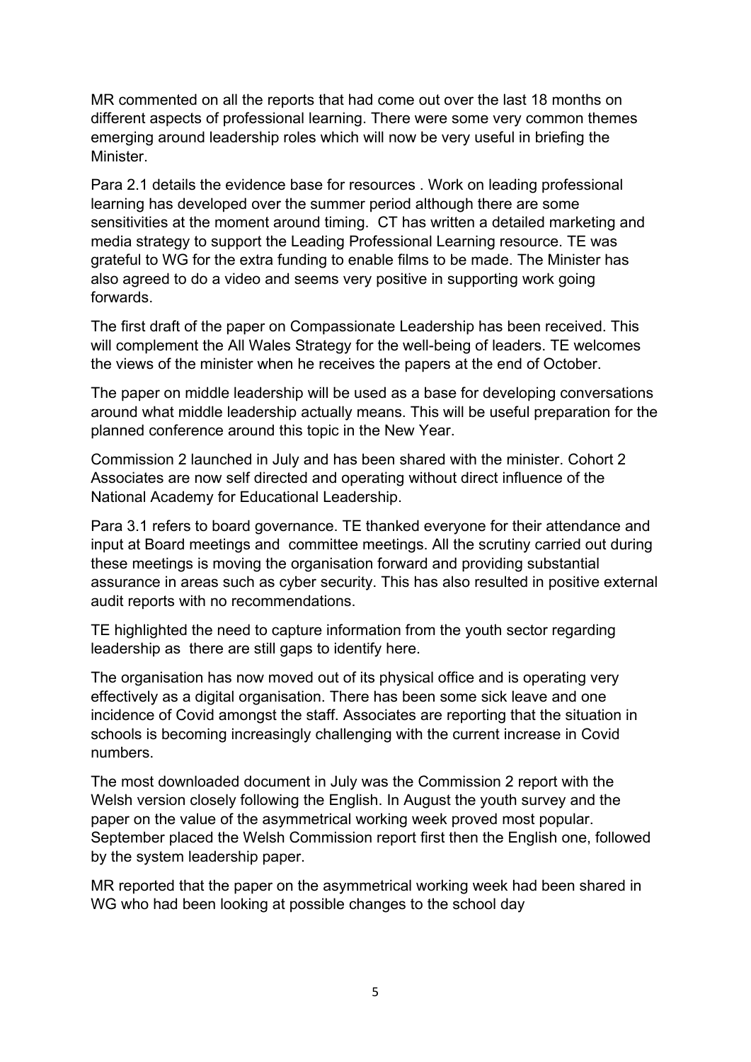MR commented on all the reports that had come out over the last 18 months on different aspects of professional learning. There were some very common themes emerging around leadership roles which will now be very useful in briefing the Minister.

Para 2.1 details the evidence base for resources . Work on leading professional learning has developed over the summer period although there are some sensitivities at the moment around timing. CT has written a detailed marketing and media strategy to support the Leading Professional Learning resource. TE was grateful to WG for the extra funding to enable films to be made. The Minister has also agreed to do a video and seems very positive in supporting work going forwards.

The first draft of the paper on Compassionate Leadership has been received. This will complement the All Wales Strategy for the well-being of leaders. TE welcomes the views of the minister when he receives the papers at the end of October.

The paper on middle leadership will be used as a base for developing conversations around what middle leadership actually means. This will be useful preparation for the planned conference around this topic in the New Year.

Commission 2 launched in July and has been shared with the minister. Cohort 2 Associates are now self directed and operating without direct influence of the National Academy for Educational Leadership.

Para 3.1 refers to board governance. TE thanked everyone for their attendance and input at Board meetings and committee meetings. All the scrutiny carried out during these meetings is moving the organisation forward and providing substantial assurance in areas such as cyber security. This has also resulted in positive external audit reports with no recommendations.

TE highlighted the need to capture information from the youth sector regarding leadership as there are still gaps to identify here.

The organisation has now moved out of its physical office and is operating very effectively as a digital organisation. There has been some sick leave and one incidence of Covid amongst the staff. Associates are reporting that the situation in schools is becoming increasingly challenging with the current increase in Covid numbers.

The most downloaded document in July was the Commission 2 report with the Welsh version closely following the English. In August the youth survey and the paper on the value of the asymmetrical working week proved most popular. September placed the Welsh Commission report first then the English one, followed by the system leadership paper.

MR reported that the paper on the asymmetrical working week had been shared in WG who had been looking at possible changes to the school day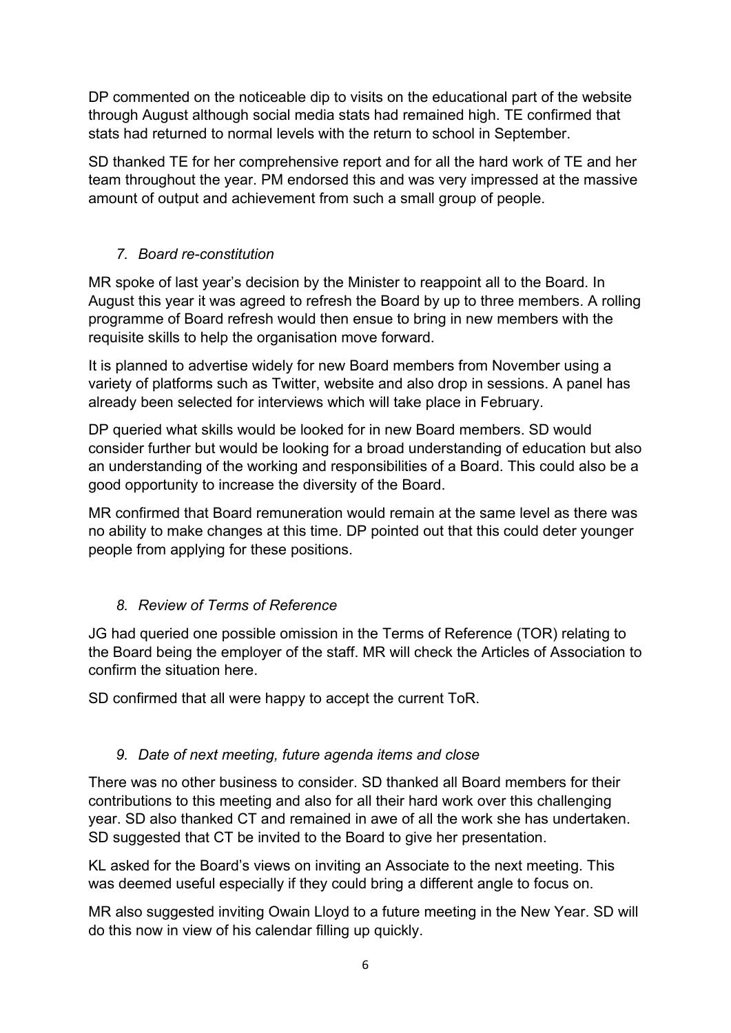DP commented on the noticeable dip to visits on the educational part of the website through August although social media stats had remained high. TE confirmed that stats had returned to normal levels with the return to school in September.

SD thanked TE for her comprehensive report and for all the hard work of TE and her team throughout the year. PM endorsed this and was very impressed at the massive amount of output and achievement from such a small group of people.

### *7. Board re-constitution*

MR spoke of last year's decision by the Minister to reappoint all to the Board. In August this year it was agreed to refresh the Board by up to three members. A rolling programme of Board refresh would then ensue to bring in new members with the requisite skills to help the organisation move forward.

It is planned to advertise widely for new Board members from November using a variety of platforms such as Twitter, website and also drop in sessions. A panel has already been selected for interviews which will take place in February.

DP queried what skills would be looked for in new Board members. SD would consider further but would be looking for a broad understanding of education but also an understanding of the working and responsibilities of a Board. This could also be a good opportunity to increase the diversity of the Board.

MR confirmed that Board remuneration would remain at the same level as there was no ability to make changes at this time. DP pointed out that this could deter younger people from applying for these positions.

### *8. Review of Terms of Reference*

JG had queried one possible omission in the Terms of Reference (TOR) relating to the Board being the employer of the staff. MR will check the Articles of Association to confirm the situation here.

SD confirmed that all were happy to accept the current ToR.

### *9. Date of next meeting, future agenda items and close*

There was no other business to consider. SD thanked all Board members for their contributions to this meeting and also for all their hard work over this challenging year. SD also thanked CT and remained in awe of all the work she has undertaken. SD suggested that CT be invited to the Board to give her presentation.

KL asked for the Board's views on inviting an Associate to the next meeting. This was deemed useful especially if they could bring a different angle to focus on.

MR also suggested inviting Owain Lloyd to a future meeting in the New Year. SD will do this now in view of his calendar filling up quickly.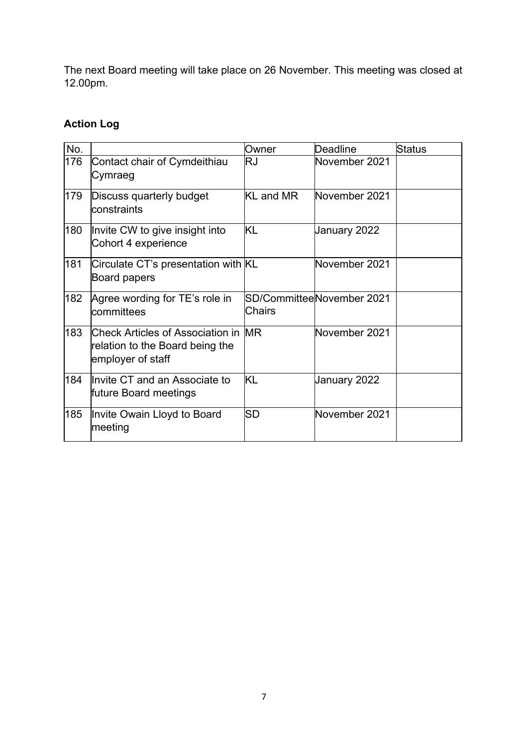The next Board meeting will take place on 26 November. This meeting was closed at 12.00pm.

**Action Log**

| No. | | Owner | Deadline | Status |
|---|---|---|---|---|
| 176 | Contact chair of Cymdeithiau Cymraeg | RJ | November 2021 | |
| 179 | Discuss quarterly budget constraints | KL and MR | November 2021 | |
| 180 | Invite CW to give insight into Cohort 4 experience | KL | January 2022 | |
| 181 | Circulate CT's presentation with Board papers | KL | November 2021 | |
| 182 | Agree wording for TE's role in committees | SD/Committee Chairs | November 2021 | |
| 183 | Check Articles of Association in relation to the Board being the employer of staff | MR | November 2021 | |
| 184 | Invite CT and an Associate to future Board meetings | KL | January 2022 | |
| 185 | Invite Owain Lloyd to Board meeting | SD | November 2021 | |